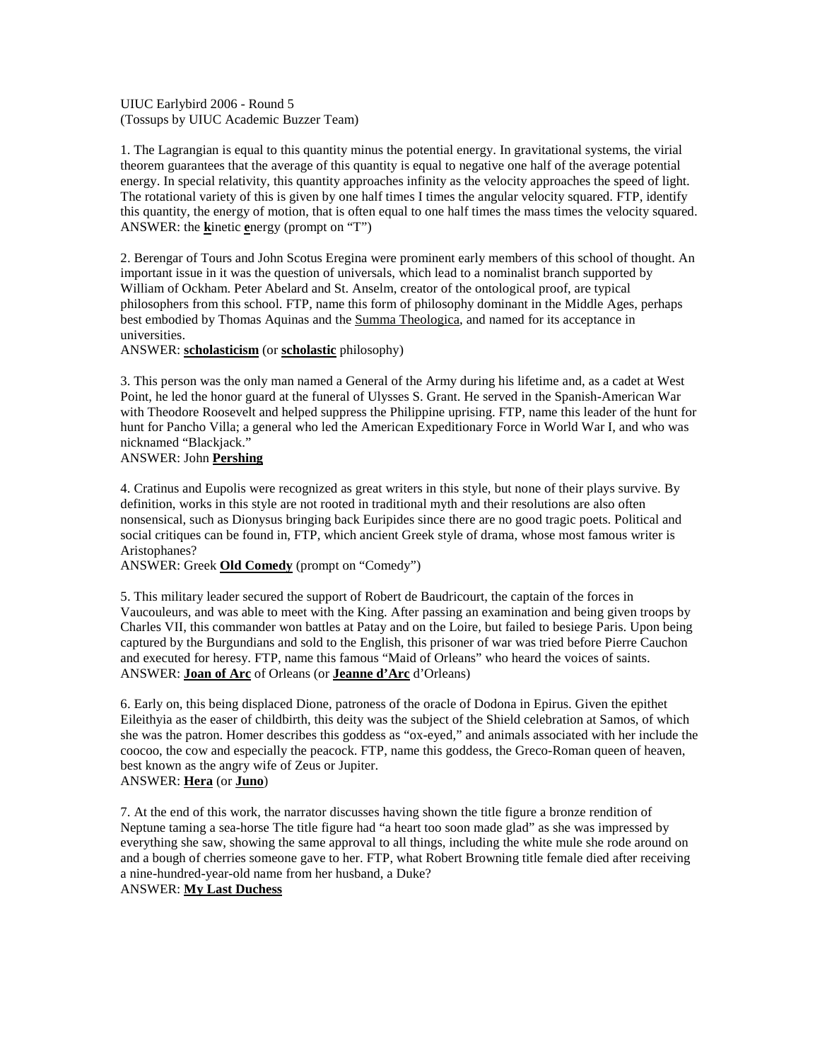UIUC Earlybird 2006 - Round 5
(Tossups by UIUC Academic Buzzer Team)

1. The Lagrangian is equal to this quantity minus the potential energy. In gravitational systems, the virial theorem guarantees that the average of this quantity is equal to negative one half of the average potential energy. In special relativity, this quantity approaches infinity as the velocity approaches the speed of light. The rotational variety of this is given by one half times I times the angular velocity squared. FTP, identify this quantity, the energy of motion, that is often equal to one half times the mass times the velocity squared.
ANSWER: the **k**inetic **e**nergy (prompt on "T")

2. Berengar of Tours and John Scotus Eregina were prominent early members of this school of thought. An important issue in it was the question of universals, which lead to a nominalist branch supported by William of Ockham. Peter Abelard and St. Anselm, creator of the ontological proof, are typical philosophers from this school. FTP, name this form of philosophy dominant in the Middle Ages, perhaps best embodied by Thomas Aquinas and the Summa Theologica, and named for its acceptance in universities.
ANSWER: **scholasticism** (or **scholastic** philosophy)

3. This person was the only man named a General of the Army during his lifetime and, as a cadet at West Point, he led the honor guard at the funeral of Ulysses S. Grant. He served in the Spanish-American War with Theodore Roosevelt and helped suppress the Philippine uprising. FTP, name this leader of the hunt for hunt for Pancho Villa; a general who led the American Expeditionary Force in World War I, and who was nicknamed "Blackjack."
ANSWER: John **Pershing**

4. Cratinus and Eupolis were recognized as great writers in this style, but none of their plays survive. By definition, works in this style are not rooted in traditional myth and their resolutions are also often nonsensical, such as Dionysus bringing back Euripides since there are no good tragic poets. Political and social critiques can be found in, FTP, which ancient Greek style of drama, whose most famous writer is Aristophanes?
ANSWER: Greek **Old Comedy** (prompt on "Comedy")

5. This military leader secured the support of Robert de Baudricourt, the captain of the forces in Vaucouleurs, and was able to meet with the King. After passing an examination and being given troops by Charles VII, this commander won battles at Patay and on the Loire, but failed to besiege Paris. Upon being captured by the Burgundians and sold to the English, this prisoner of war was tried before Pierre Cauchon and executed for heresy. FTP, name this famous "Maid of Orleans" who heard the voices of saints.
ANSWER: **Joan of Arc** of Orleans (or **Jeanne d'Arc** d'Orleans)

6. Early on, this being displaced Dione, patroness of the oracle of Dodona in Epirus. Given the epithet Eileithyia as the easer of childbirth, this deity was the subject of the Shield celebration at Samos, of which she was the patron. Homer describes this goddess as "ox-eyed," and animals associated with her include the coocoo, the cow and especially the peacock. FTP, name this goddess, the Greco-Roman queen of heaven, best known as the angry wife of Zeus or Jupiter.
ANSWER: **Hera** (or **Juno**)

7. At the end of this work, the narrator discusses having shown the title figure a bronze rendition of Neptune taming a sea-horse The title figure had "a heart too soon made glad" as she was impressed by everything she saw, showing the same approval to all things, including the white mule she rode around on and a bough of cherries someone gave to her. FTP, what Robert Browning title female died after receiving a nine-hundred-year-old name from her husband, a Duke?
ANSWER: **My Last Duchess**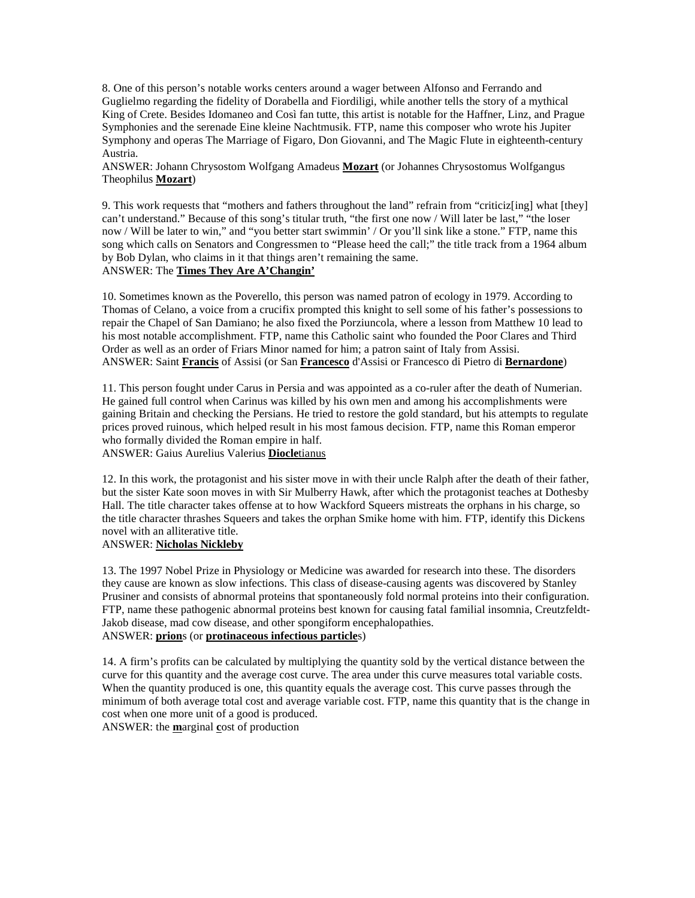8. One of this person's notable works centers around a wager between Alfonso and Ferrando and Guglielmo regarding the fidelity of Dorabella and Fiordiligi, while another tells the story of a mythical King of Crete. Besides Idomaneo and Così fan tutte, this artist is notable for the Haffner, Linz, and Prague Symphonies and the serenade Eine kleine Nachtmusik. FTP, name this composer who wrote his Jupiter Symphony and operas The Marriage of Figaro, Don Giovanni, and The Magic Flute in eighteenth-century Austria.
ANSWER: Johann Chrysostom Wolfgang Amadeus **Mozart** (or Johannes Chrysostomus Wolfgangus Theophilus **Mozart**)

9. This work requests that "mothers and fathers throughout the land" refrain from "criticiz[ing] what [they] can't understand." Because of this song's titular truth, "the first one now / Will later be last," "the loser now / Will be later to win," and "you better start swimmin' / Or you'll sink like a stone." FTP, name this song which calls on Senators and Congressmen to "Please heed the call;" the title track from a 1964 album by Bob Dylan, who claims in it that things aren't remaining the same.
ANSWER: The **Times They Are A'Changin'**

10. Sometimes known as the Poverello, this person was named patron of ecology in 1979. According to Thomas of Celano, a voice from a crucifix prompted this knight to sell some of his father's possessions to repair the Chapel of San Damiano; he also fixed the Porziuncola, where a lesson from Matthew 10 lead to his most notable accomplishment. FTP, name this Catholic saint who founded the Poor Clares and Third Order as well as an order of Friars Minor named for him; a patron saint of Italy from Assisi.
ANSWER: Saint **Francis** of Assisi (or San **Francesco** d'Assisi or Francesco di Pietro di **Bernardone**)

11. This person fought under Carus in Persia and was appointed as a co-ruler after the death of Numerian. He gained full control when Carinus was killed by his own men and among his accomplishments were gaining Britain and checking the Persians. He tried to restore the gold standard, but his attempts to regulate prices proved ruinous, which helped result in his most famous decision. FTP, name this Roman emperor who formally divided the Roman empire in half.
ANSWER: Gaius Aurelius Valerius **Diocle**tianus

12. In this work, the protagonist and his sister move in with their uncle Ralph after the death of their father, but the sister Kate soon moves in with Sir Mulberry Hawk, after which the protagonist teaches at Dothesby Hall. The title character takes offense at to how Wackford Squeers mistreats the orphans in his charge, so the title character thrashes Squeers and takes the orphan Smike home with him. FTP, identify this Dickens novel with an alliterative title.
ANSWER: **Nicholas Nickleby**

13. The 1997 Nobel Prize in Physiology or Medicine was awarded for research into these. The disorders they cause are known as slow infections. This class of disease-causing agents was discovered by Stanley Prusiner and consists of abnormal proteins that spontaneously fold normal proteins into their configuration. FTP, name these pathogenic abnormal proteins best known for causing fatal familial insomnia, Creutzfeldt-Jakob disease, mad cow disease, and other spongiform encephalopathies.
ANSWER: **prion**s (or **protinaceous infectious particle**s)

14. A firm's profits can be calculated by multiplying the quantity sold by the vertical distance between the curve for this quantity and the average cost curve. The area under this curve measures total variable costs. When the quantity produced is one, this quantity equals the average cost. This curve passes through the minimum of both average total cost and average variable cost. FTP, name this quantity that is the change in cost when one more unit of a good is produced.
ANSWER: the **m**arginal **c**ost of production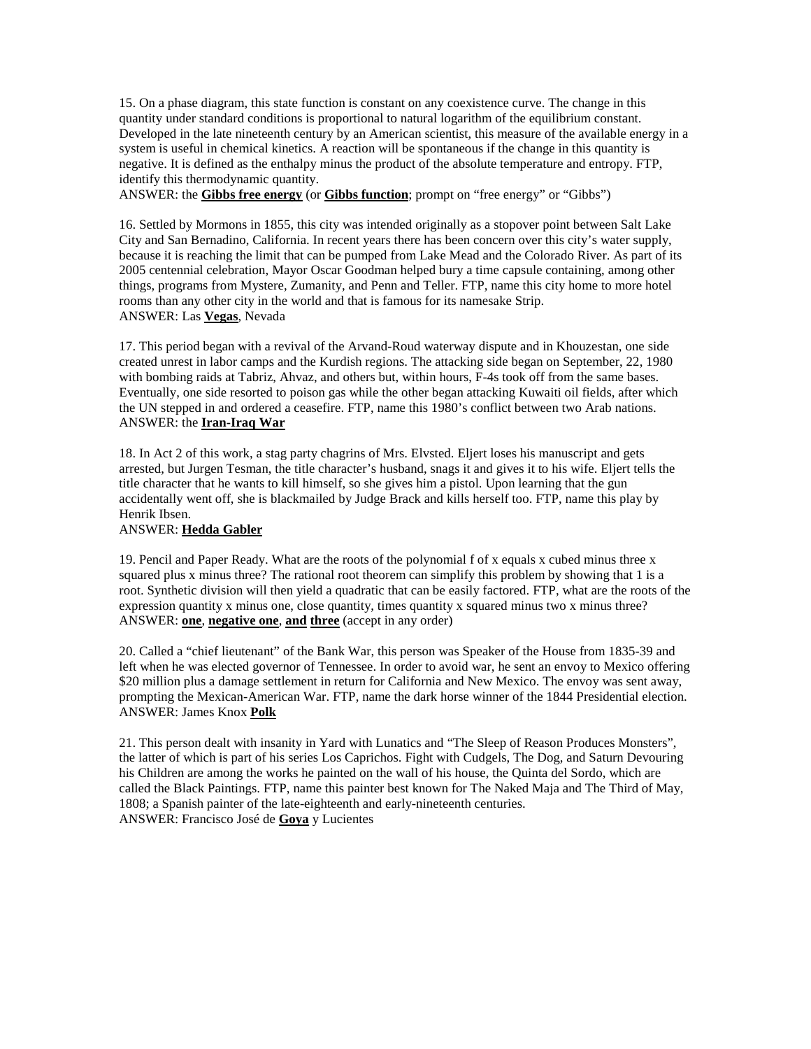15. On a phase diagram, this state function is constant on any coexistence curve. The change in this quantity under standard conditions is proportional to natural logarithm of the equilibrium constant. Developed in the late nineteenth century by an American scientist, this measure of the available energy in a system is useful in chemical kinetics. A reaction will be spontaneous if the change in this quantity is negative. It is defined as the enthalpy minus the product of the absolute temperature and entropy. FTP, identify this thermodynamic quantity.
ANSWER: the **Gibbs free energy** (or **Gibbs function**; prompt on "free energy" or "Gibbs")

16. Settled by Mormons in 1855, this city was intended originally as a stopover point between Salt Lake City and San Bernadino, California. In recent years there has been concern over this city's water supply, because it is reaching the limit that can be pumped from Lake Mead and the Colorado River. As part of its 2005 centennial celebration, Mayor Oscar Goodman helped bury a time capsule containing, among other things, programs from Mystere, Zumanity, and Penn and Teller. FTP, name this city home to more hotel rooms than any other city in the world and that is famous for its namesake Strip.
ANSWER: Las **Vegas**, Nevada

17. This period began with a revival of the Arvand-Roud waterway dispute and in Khouzestan, one side created unrest in labor camps and the Kurdish regions. The attacking side began on September, 22, 1980 with bombing raids at Tabriz, Ahvaz, and others but, within hours, F-4s took off from the same bases. Eventually, one side resorted to poison gas while the other began attacking Kuwaiti oil fields, after which the UN stepped in and ordered a ceasefire. FTP, name this 1980's conflict between two Arab nations.
ANSWER: the **Iran-Iraq War**

18. In Act 2 of this work, a stag party chagrins of Mrs. Elvsted. Eljert loses his manuscript and gets arrested, but Jurgen Tesman, the title character's husband, snags it and gives it to his wife. Eljert tells the title character that he wants to kill himself, so she gives him a pistol. Upon learning that the gun accidentally went off, she is blackmailed by Judge Brack and kills herself too. FTP, name this play by Henrik Ibsen.
ANSWER: **Hedda Gabler**

19. Pencil and Paper Ready. What are the roots of the polynomial f of x equals x cubed minus three x squared plus x minus three? The rational root theorem can simplify this problem by showing that 1 is a root. Synthetic division will then yield a quadratic that can be easily factored. FTP, what are the roots of the expression quantity x minus one, close quantity, times quantity x squared minus two x minus three?
ANSWER: **one**, **negative one**, **and** **three** (accept in any order)

20. Called a "chief lieutenant" of the Bank War, this person was Speaker of the House from 1835-39 and left when he was elected governor of Tennessee. In order to avoid war, he sent an envoy to Mexico offering $20 million plus a damage settlement in return for California and New Mexico. The envoy was sent away, prompting the Mexican-American War. FTP, name the dark horse winner of the 1844 Presidential election.
ANSWER: James Knox **Polk**

21. This person dealt with insanity in Yard with Lunatics and "The Sleep of Reason Produces Monsters", the latter of which is part of his series Los Caprichos. Fight with Cudgels, The Dog, and Saturn Devouring his Children are among the works he painted on the wall of his house, the Quinta del Sordo, which are called the Black Paintings. FTP, name this painter best known for The Naked Maja and The Third of May, 1808; a Spanish painter of the late-eighteenth and early-nineteenth centuries.
ANSWER: Francisco José de **Goya** y Lucientes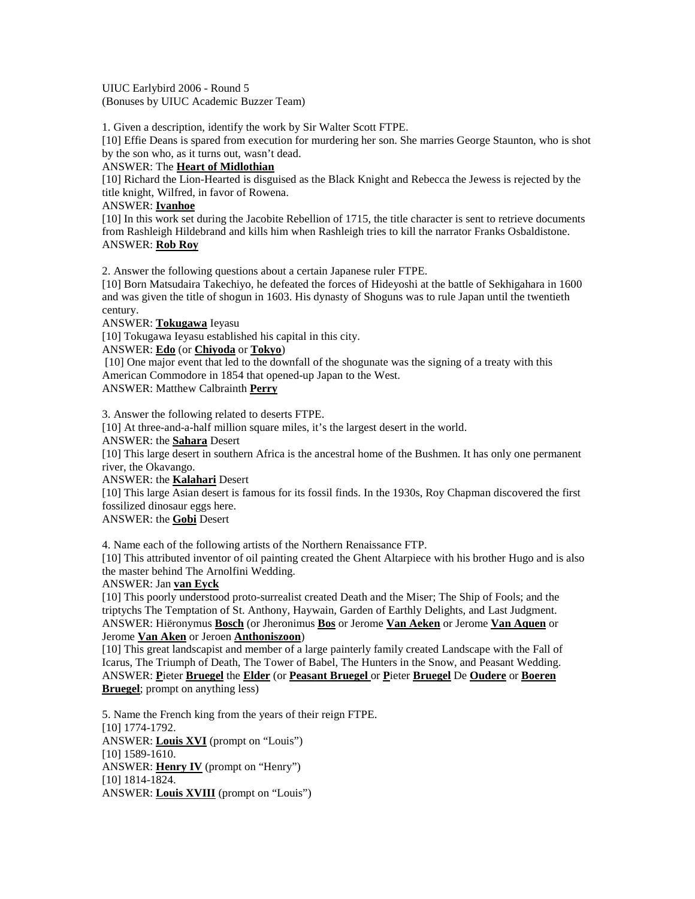UIUC Earlybird 2006 - Round 5
(Bonuses by UIUC Academic Buzzer Team)

1. Given a description, identify the work by Sir Walter Scott FTPE.
[10] Effie Deans is spared from execution for murdering her son. She marries George Staunton, who is shot by the son who, as it turns out, wasn't dead.
ANSWER: The **Heart of Midlothian**
[10] Richard the Lion-Hearted is disguised as the Black Knight and Rebecca the Jewess is rejected by the title knight, Wilfred, in favor of Rowena.
ANSWER: **Ivanhoe**
[10] In this work set during the Jacobite Rebellion of 1715, the title character is sent to retrieve documents from Rashleigh Hildebrand and kills him when Rashleigh tries to kill the narrator Franks Osbaldistone.
ANSWER: **Rob Roy**

2. Answer the following questions about a certain Japanese ruler FTPE.
[10] Born Matsudaira Takechiyo, he defeated the forces of Hideyoshi at the battle of Sekhigahara in 1600 and was given the title of shogun in 1603. His dynasty of Shoguns was to rule Japan until the twentieth century.
ANSWER: **Tokugawa** Ieyasu
[10] Tokugawa Ieyasu established his capital in this city.
ANSWER: **Edo** (or **Chiyoda** or **Tokyo**)
[10] One major event that led to the downfall of the shogunate was the signing of a treaty with this American Commodore in 1854 that opened-up Japan to the West.
ANSWER: Matthew Calbrainth **Perry**

3. Answer the following related to deserts FTPE.
[10] At three-and-a-half million square miles, it's the largest desert in the world.
ANSWER: the **Sahara** Desert
[10] This large desert in southern Africa is the ancestral home of the Bushmen. It has only one permanent river, the Okavango.
ANSWER: the **Kalahari** Desert
[10] This large Asian desert is famous for its fossil finds. In the 1930s, Roy Chapman discovered the first fossilized dinosaur eggs here.
ANSWER: the **Gobi** Desert

4. Name each of the following artists of the Northern Renaissance FTP.
[10] This attributed inventor of oil painting created the Ghent Altarpiece with his brother Hugo and is also the master behind The Arnolfini Wedding.
ANSWER: Jan **van Eyck**
[10] This poorly understood proto-surrealist created Death and the Miser; The Ship of Fools; and the triptychs The Temptation of St. Anthony, Haywain, Garden of Earthly Delights, and Last Judgment.
ANSWER: Hiëronymus **Bosch** (or Jheronimus **Bos** or Jerome **Van Aeken** or Jerome **Van Aquen** or Jerome **Van Aken** or Jeroen **Anthoniszoon**)
[10] This great landscapist and member of a large painterly family created Landscape with the Fall of Icarus, The Triumph of Death, The Tower of Babel, The Hunters in the Snow, and Peasant Wedding.
ANSWER: **P**ieter **Bruegel** the **Elder** (or **Peasant Bruegel** or **P**ieter **Bruegel** De **Oudere** or **Boeren Bruegel**; prompt on anything less)

5. Name the French king from the years of their reign FTPE.
[10] 1774-1792.
ANSWER: **Louis XVI** (prompt on "Louis")
[10] 1589-1610.
ANSWER: **Henry IV** (prompt on "Henry")
[10] 1814-1824.
ANSWER: **Louis XVIII** (prompt on "Louis")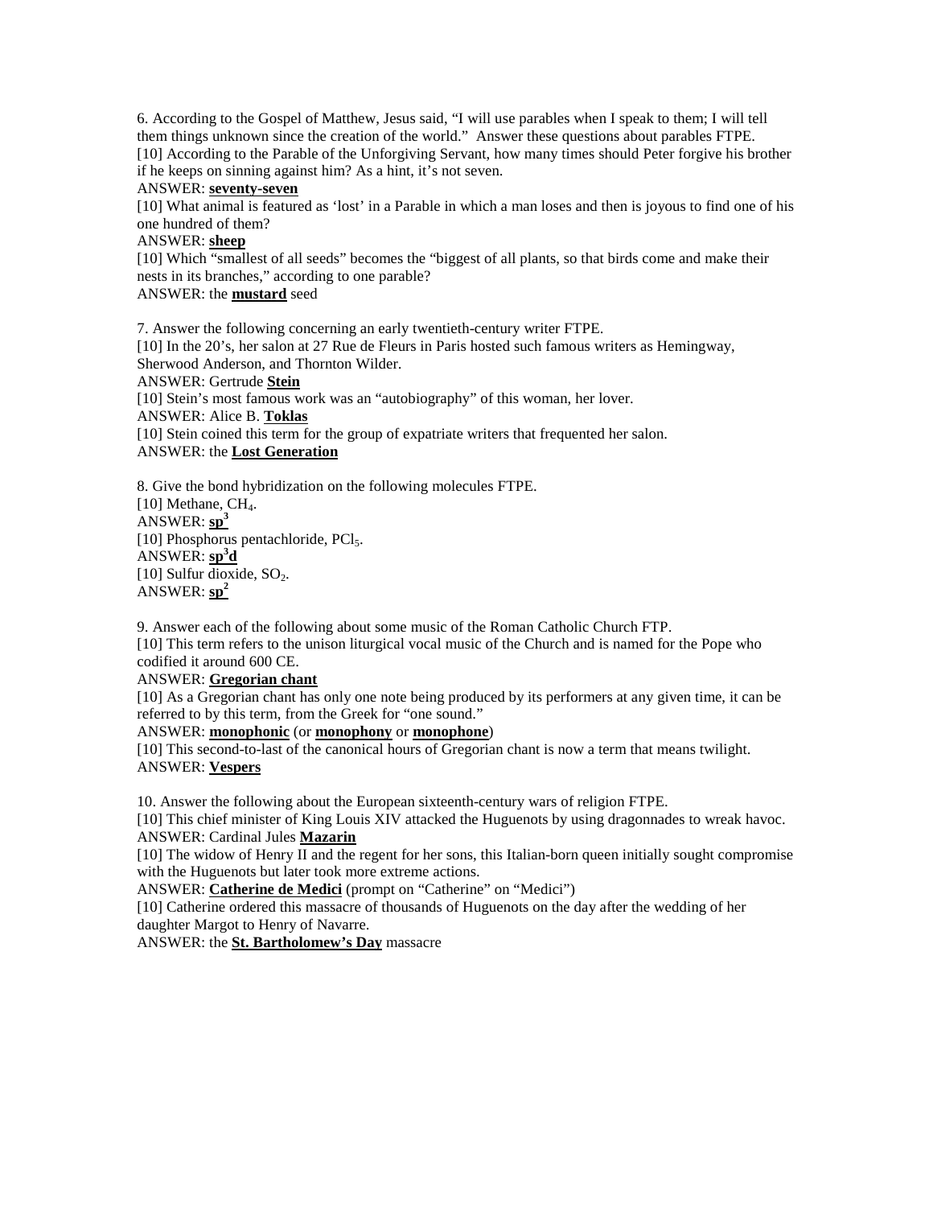6. According to the Gospel of Matthew, Jesus said, "I will use parables when I speak to them; I will tell them things unknown since the creation of the world." Answer these questions about parables FTPE.

[10] According to the Parable of the Unforgiving Servant, how many times should Peter forgive his brother if he keeps on sinning against him? As a hint, it's not seven.

ANSWER: **seventy-seven**

[10] What animal is featured as 'lost' in a Parable in which a man loses and then is joyous to find one of his one hundred of them?

ANSWER: **sheep**

[10] Which "smallest of all seeds" becomes the "biggest of all plants, so that birds come and make their nests in its branches," according to one parable?

ANSWER: the **mustard** seed

7. Answer the following concerning an early twentieth-century writer FTPE.

[10] In the 20's, her salon at 27 Rue de Fleurs in Paris hosted such famous writers as Hemingway, Sherwood Anderson, and Thornton Wilder.

ANSWER: Gertrude **Stein**

[10] Stein's most famous work was an "autobiography" of this woman, her lover.

ANSWER: Alice B. **Toklas**

[10] Stein coined this term for the group of expatriate writers that frequented her salon.

ANSWER: the **Lost Generation**

8. Give the bond hybridization on the following molecules FTPE.

[10] Methane, $CH_4$.

ANSWER: **$sp^3$**

[10] Phosphorus pentachloride, $PCl_5$.

ANSWER: **$sp^3d$**

[10] Sulfur dioxide, $SO_2$.

ANSWER: **$sp^2$**

9. Answer each of the following about some music of the Roman Catholic Church FTP.

[10] This term refers to the unison liturgical vocal music of the Church and is named for the Pope who codified it around 600 CE.

ANSWER: **Gregorian chant**

[10] As a Gregorian chant has only one note being produced by its performers at any given time, it can be referred to by this term, from the Greek for "one sound."

ANSWER: **monophonic** (or **monophony** or **monophone**)

[10] This second-to-last of the canonical hours of Gregorian chant is now a term that means twilight.

ANSWER: **Vespers**

10. Answer the following about the European sixteenth-century wars of religion FTPE.

[10] This chief minister of King Louis XIV attacked the Huguenots by using dragonnades to wreak havoc.

ANSWER: Cardinal Jules **Mazarin**

[10] The widow of Henry II and the regent for her sons, this Italian-born queen initially sought compromise with the Huguenots but later took more extreme actions.

ANSWER: **Catherine de Medici** (prompt on "Catherine" on "Medici")

[10] Catherine ordered this massacre of thousands of Huguenots on the day after the wedding of her daughter Margot to Henry of Navarre.

ANSWER: the **St. Bartholomew's Day** massacre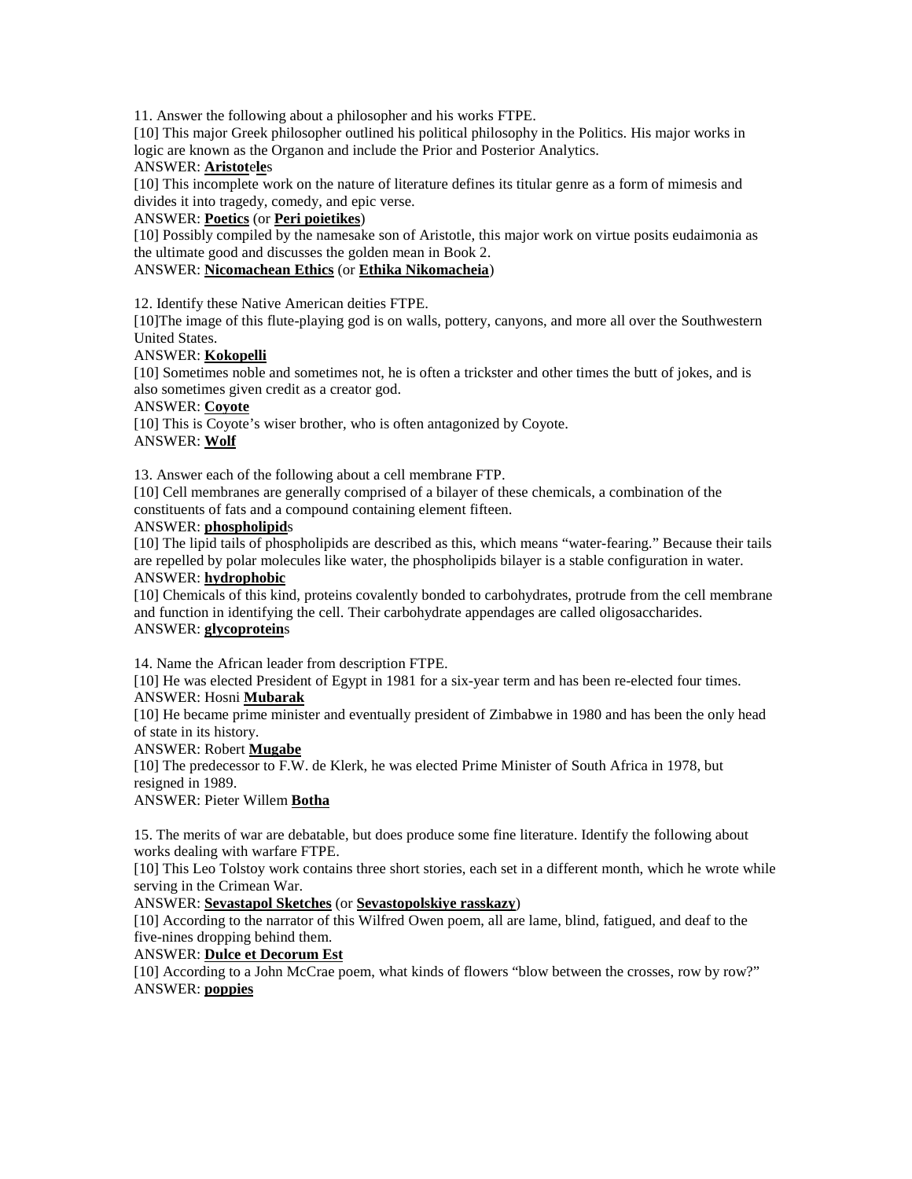11. Answer the following about a philosopher and his works FTPE.

[10] This major Greek philosopher outlined his political philosophy in the Politics. His major works in logic are known as the Organon and include the Prior and Posterior Analytics.

ANSWER: **Aristot**e**le**s

[10] This incomplete work on the nature of literature defines its titular genre as a form of mimesis and divides it into tragedy, comedy, and epic verse.

ANSWER: **Poetics** (or **Peri poietikes**)

[10] Possibly compiled by the namesake son of Aristotle, this major work on virtue posits eudaimonia as the ultimate good and discusses the golden mean in Book 2.

ANSWER: **Nicomachean Ethics** (or **Ethika Nikomacheia**)

12. Identify these Native American deities FTPE.

[10]The image of this flute-playing god is on walls, pottery, canyons, and more all over the Southwestern United States.

ANSWER: **Kokopelli**

[10] Sometimes noble and sometimes not, he is often a trickster and other times the butt of jokes, and is also sometimes given credit as a creator god.

ANSWER: **Coyote**

[10] This is Coyote's wiser brother, who is often antagonized by Coyote.

ANSWER: **Wolf**

13. Answer each of the following about a cell membrane FTP.

[10] Cell membranes are generally comprised of a bilayer of these chemicals, a combination of the constituents of fats and a compound containing element fifteen.

ANSWER: **phospholipid**s

[10] The lipid tails of phospholipids are described as this, which means "water-fearing." Because their tails are repelled by polar molecules like water, the phospholipids bilayer is a stable configuration in water.

ANSWER: **hydrophobic**

[10] Chemicals of this kind, proteins covalently bonded to carbohydrates, protrude from the cell membrane and function in identifying the cell. Their carbohydrate appendages are called oligosaccharides.

ANSWER: **glycoprotein**s

14. Name the African leader from description FTPE.

[10] He was elected President of Egypt in 1981 for a six-year term and has been re-elected four times.

ANSWER: Hosni **Mubarak**

[10] He became prime minister and eventually president of Zimbabwe in 1980 and has been the only head of state in its history.

ANSWER: Robert **Mugabe**

[10] The predecessor to F.W. de Klerk, he was elected Prime Minister of South Africa in 1978, but resigned in 1989.

ANSWER: Pieter Willem **Botha**

15. The merits of war are debatable, but does produce some fine literature. Identify the following about works dealing with warfare FTPE.

[10] This Leo Tolstoy work contains three short stories, each set in a different month, which he wrote while serving in the Crimean War.

ANSWER: **Sevastapol Sketches** (or **Sevastopolskiye rasskazy**)

[10] According to the narrator of this Wilfred Owen poem, all are lame, blind, fatigued, and deaf to the five-nines dropping behind them.

ANSWER: **Dulce et Decorum Est**

[10] According to a John McCrae poem, what kinds of flowers "blow between the crosses, row by row?"

ANSWER: **poppies**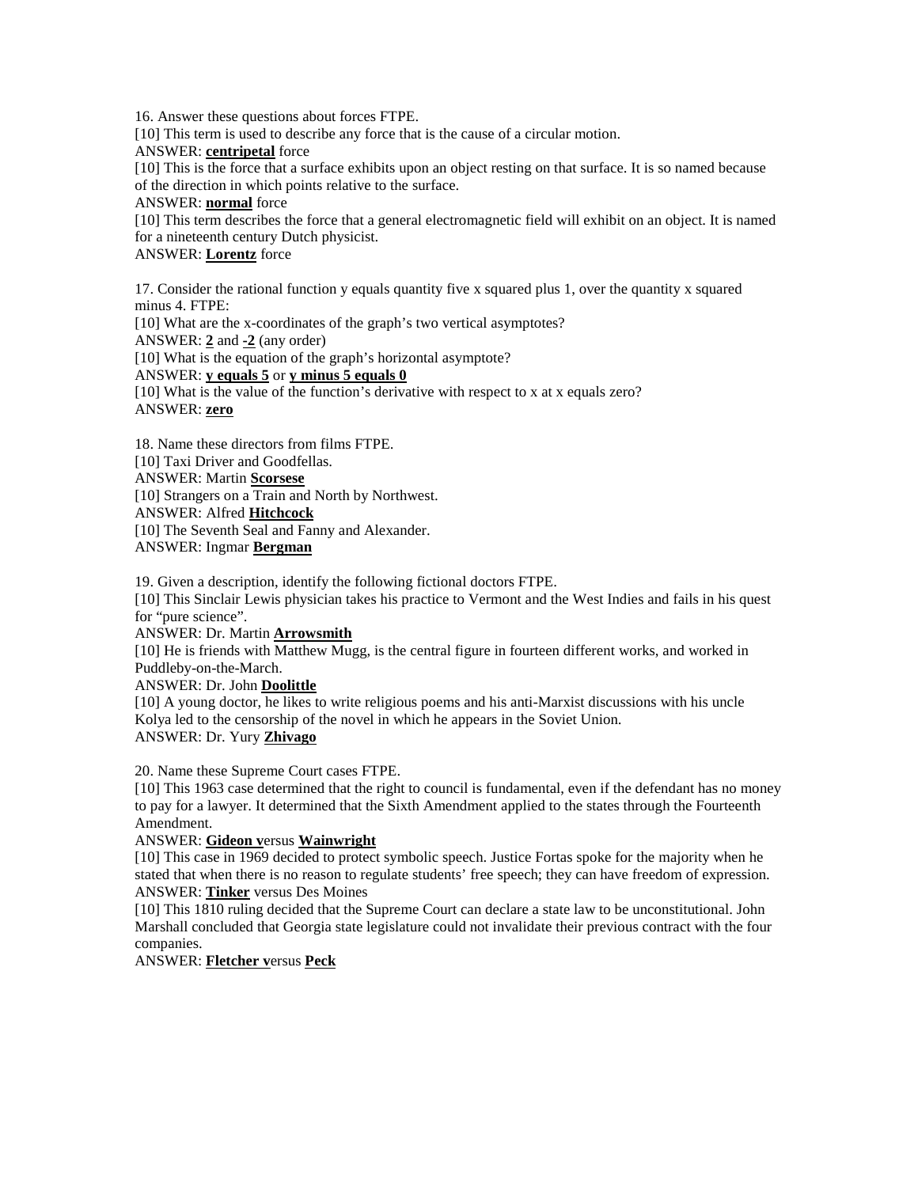16. Answer these questions about forces FTPE.

[10] This term is used to describe any force that is the cause of a circular motion.

ANSWER: **centripetal** force

[10] This is the force that a surface exhibits upon an object resting on that surface. It is so named because of the direction in which points relative to the surface.

ANSWER: **normal** force

[10] This term describes the force that a general electromagnetic field will exhibit on an object. It is named for a nineteenth century Dutch physicist.

ANSWER: **Lorentz** force

17. Consider the rational function y equals quantity five x squared plus 1, over the quantity x squared minus 4. FTPE:

[10] What are the x-coordinates of the graph's two vertical asymptotes?

ANSWER: **2** and **-2** (any order)

[10] What is the equation of the graph's horizontal asymptote?

ANSWER: **y equals 5** or **y minus 5 equals 0**

[10] What is the value of the function's derivative with respect to x at x equals zero?

ANSWER: **zero**

18. Name these directors from films FTPE.

[10] Taxi Driver and Goodfellas.

ANSWER: Martin **Scorsese**

[10] Strangers on a Train and North by Northwest.

ANSWER: Alfred **Hitchcock**

[10] The Seventh Seal and Fanny and Alexander.

ANSWER: Ingmar **Bergman**

19. Given a description, identify the following fictional doctors FTPE.

[10] This Sinclair Lewis physician takes his practice to Vermont and the West Indies and fails in his quest for "pure science".

ANSWER: Dr. Martin **Arrowsmith**

[10] He is friends with Matthew Mugg, is the central figure in fourteen different works, and worked in Puddleby-on-the-March.

ANSWER: Dr. John **Doolittle**

[10] A young doctor, he likes to write religious poems and his anti-Marxist discussions with his uncle Kolya led to the censorship of the novel in which he appears in the Soviet Union.

ANSWER: Dr. Yury **Zhivago**

20. Name these Supreme Court cases FTPE.

[10] This 1963 case determined that the right to council is fundamental, even if the defendant has no money to pay for a lawyer. It determined that the Sixth Amendment applied to the states through the Fourteenth Amendment.

ANSWER: **Gideon v**ersus **Wainwright**

[10] This case in 1969 decided to protect symbolic speech. Justice Fortas spoke for the majority when he stated that when there is no reason to regulate students' free speech; they can have freedom of expression.

ANSWER: **Tinker** versus Des Moines

[10] This 1810 ruling decided that the Supreme Court can declare a state law to be unconstitutional. John Marshall concluded that Georgia state legislature could not invalidate their previous contract with the four companies.

ANSWER: **Fletcher v**ersus **Peck**